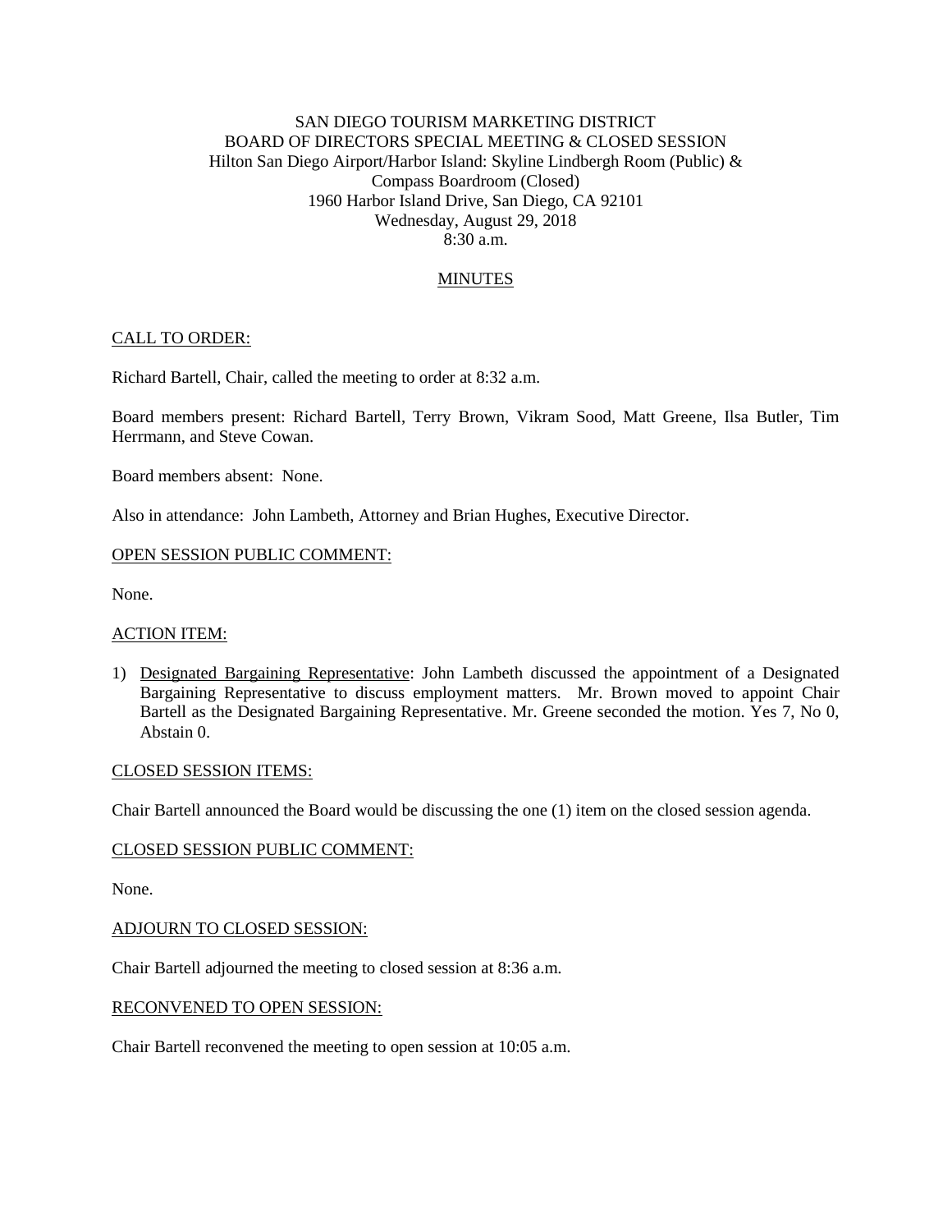SAN DIEGO TOURISM MARKETING DISTRICT
BOARD OF DIRECTORS SPECIAL MEETING & CLOSED SESSION
Hilton San Diego Airport/Harbor Island: Skyline Lindbergh Room (Public) & Compass Boardroom (Closed)
1960 Harbor Island Drive, San Diego, CA 92101
Wednesday, August 29, 2018
8:30 a.m.

MINUTES

CALL TO ORDER:

Richard Bartell, Chair, called the meeting to order at 8:32 a.m.

Board members present: Richard Bartell, Terry Brown, Vikram Sood, Matt Greene, Ilsa Butler, Tim Herrmann, and Steve Cowan.

Board members absent: None.

Also in attendance: John Lambeth, Attorney and Brian Hughes, Executive Director.

OPEN SESSION PUBLIC COMMENT:

None.

ACTION ITEM:

1) Designated Bargaining Representative: John Lambeth discussed the appointment of a Designated Bargaining Representative to discuss employment matters. Mr. Brown moved to appoint Chair Bartell as the Designated Bargaining Representative. Mr. Greene seconded the motion. Yes 7, No 0, Abstain 0.

CLOSED SESSION ITEMS:

Chair Bartell announced the Board would be discussing the one (1) item on the closed session agenda.

CLOSED SESSION PUBLIC COMMENT:

None.

ADJOURN TO CLOSED SESSION:

Chair Bartell adjourned the meeting to closed session at 8:36 a.m.

RECONVENED TO OPEN SESSION:

Chair Bartell reconvened the meeting to open session at 10:05 a.m.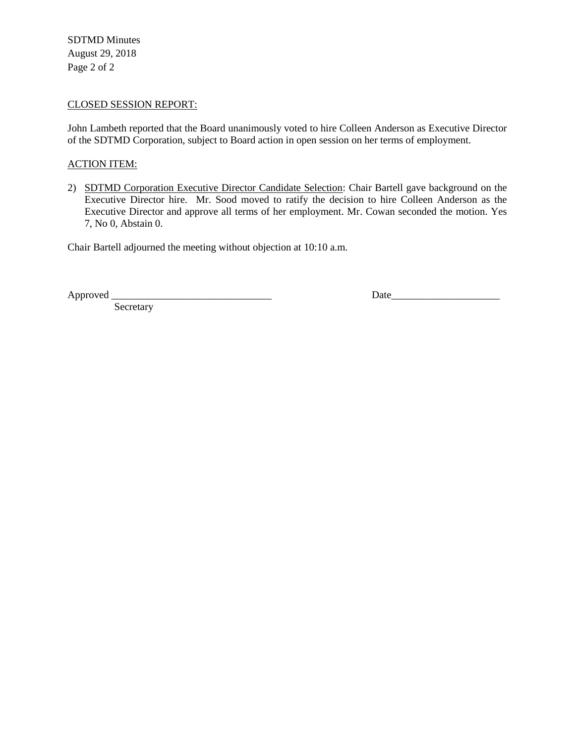CLOSED SESSION REPORT:

John Lambeth reported that the Board unanimously voted to hire Colleen Anderson as Executive Director of the SDTMD Corporation, subject to Board action in open session on her terms of employment.

ACTION ITEM:

2) SDTMD Corporation Executive Director Candidate Selection: Chair Bartell gave background on the Executive Director hire. Mr. Sood moved to ratify the decision to hire Colleen Anderson as the Executive Director and approve all terms of her employment. Mr. Cowan seconded the motion. Yes 7, No 0, Abstain 0.

Chair Bartell adjourned the meeting without objection at 10:10 a.m.

Approved _______________________________ Date_____________________
Secretary